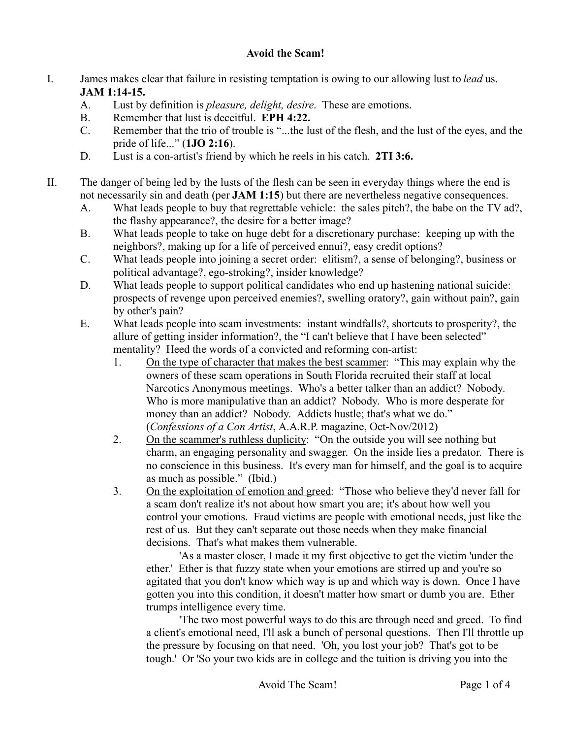# Avoid the Scam!

I. James makes clear that failure in resisting temptation is owing to our allowing lust to *lead* us. **JAM 1:14-15.**

   A. Lust by definition is *pleasure, delight, desire*. These are emotions.

   B. Remember that lust is deceitful. **EPH 4:22.**

   C. Remember that the trio of trouble is "...the lust of the flesh, and the lust of the eyes, and the pride of life..." (**1JO 2:16**).

   D. Lust is a con-artist's friend by which he reels in his catch. **2TI 3:6.**

II. The danger of being led by the lusts of the flesh can be seen in everyday things where the end is not necessarily sin and death (per **JAM 1:15**) but there are nevertheless negative consequences.

   A. What leads people to buy that regrettable vehicle: the sales pitch?, the babe on the TV ad?, the flashy appearance?, the desire for a better image?

   B. What leads people to take on huge debt for a discretionary purchase: keeping up with the neighbors?, making up for a life of perceived ennui?, easy credit options?

   C. What leads people into joining a secret order: elitism?, a sense of belonging?, business or political advantage?, ego-stroking?, insider knowledge?

   D. What leads people to support political candidates who end up hastening national suicide: prospects of revenge upon perceived enemies?, swelling oratory?, gain without pain?, gain by other's pain?

   E. What leads people into scam investments: instant windfalls?, shortcuts to prosperity?, the allure of getting insider information?, the "I can't believe that I have been selected" mentality? Heed the words of a convicted and reforming con-artist:

      1. <u>On the type of character that makes the best scammer</u>: "This may explain why the owners of these scam operations in South Florida recruited their staff at local Narcotics Anonymous meetings. Who's a better talker than an addict? Nobody. Who is more manipulative than an addict? Nobody. Who is more desperate for money than an addict? Nobody. Addicts hustle; that's what we do." (*Confessions of a Con Artist*, A.A.R.P. magazine, Oct-Nov/2012)

      2. <u>On the scammer's ruthless duplicity</u>: "On the outside you will see nothing but charm, an engaging personality and swagger. On the inside lies a predator. There is no conscience in this business. It's every man for himself, and the goal is to acquire as much as possible." (Ibid.)

      3. <u>On the exploitation of emotion and greed</u>: "Those who believe they'd never fall for a scam don't realize it's not about how smart you are; it's about how well you control your emotions. Fraud victims are people with emotional needs, just like the rest of us. But they can't separate out those needs when they make financial decisions. That's what makes them vulnerable.

         'As a master closer, I made it my first objective to get the victim 'under the ether.' Ether is that fuzzy state when your emotions are stirred up and you're so agitated that you don't know which way is up and which way is down. Once I have gotten you into this condition, it doesn't matter how smart or dumb you are. Ether trumps intelligence every time.

         'The two most powerful ways to do this are through need and greed. To find a client's emotional need, I'll ask a bunch of personal questions. Then I'll throttle up the pressure by focusing on that need. 'Oh, you lost your job? That's got to be tough.' Or 'So your two kids are in college and the tuition is driving you into the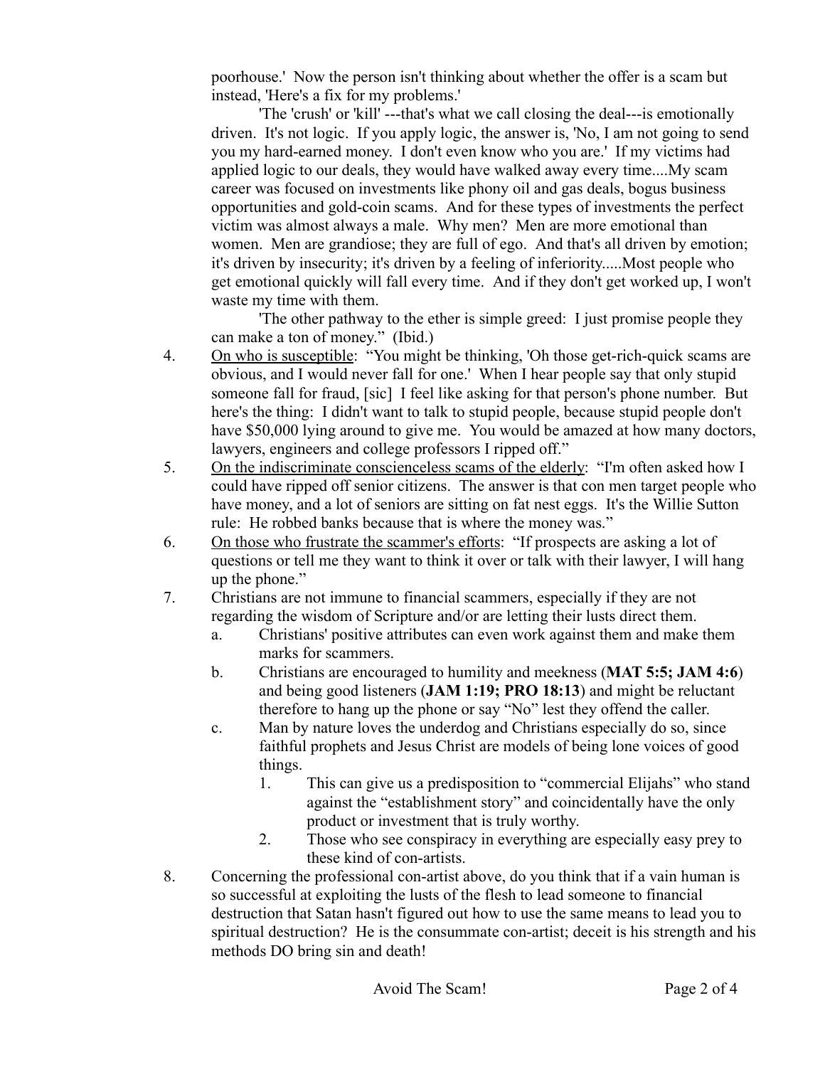poorhouse.' Now the person isn't thinking about whether the offer is a scam but instead, 'Here's a fix for my problems.'

'The 'crush' or 'kill' ---that's what we call closing the deal---is emotionally driven. It's not logic. If you apply logic, the answer is, 'No, I am not going to send you my hard-earned money. I don't even know who you are.' If my victims had applied logic to our deals, they would have walked away every time....My scam career was focused on investments like phony oil and gas deals, bogus business opportunities and gold-coin scams. And for these types of investments the perfect victim was almost always a male. Why men? Men are more emotional than women. Men are grandiose; they are full of ego. And that's all driven by emotion; it's driven by insecurity; it's driven by a feeling of inferiority.....Most people who get emotional quickly will fall every time. And if they don't get worked up, I won't waste my time with them.

'The other pathway to the ether is simple greed: I just promise people they can make a ton of money." (Ibid.)

4. <u>On who is susceptible</u>: "You might be thinking, 'Oh those get-rich-quick scams are obvious, and I would never fall for one.' When I hear people say that only stupid someone fall for fraud, [sic] I feel like asking for that person's phone number. But here's the thing: I didn't want to talk to stupid people, because stupid people don't have $50,000 lying around to give me. You would be amazed at how many doctors, lawyers, engineers and college professors I ripped off."
5. <u>On the indiscriminate conscienceless scams of the elderly</u>: "I'm often asked how I could have ripped off senior citizens. The answer is that con men target people who have money, and a lot of seniors are sitting on fat nest eggs. It's the Willie Sutton rule: He robbed banks because that is where the money was."
6. <u>On those who frustrate the scammer's efforts</u>: "If prospects are asking a lot of questions or tell me they want to think it over or talk with their lawyer, I will hang up the phone."
7. Christians are not immune to financial scammers, especially if they are not regarding the wisdom of Scripture and/or are letting their lusts direct them.
   a. Christians' positive attributes can even work against them and make them marks for scammers.
   b. Christians are encouraged to humility and meekness (**MAT 5:5; JAM 4:6**) and being good listeners (**JAM 1:19; PRO 18:13**) and might be reluctant therefore to hang up the phone or say "No" lest they offend the caller.
   c. Man by nature loves the underdog and Christians especially do so, since faithful prophets and Jesus Christ are models of being lone voices of good things.
      1. This can give us a predisposition to "commercial Elijahs" who stand against the "establishment story" and coincidentally have the only product or investment that is truly worthy.
      2. Those who see conspiracy in everything are especially easy prey to these kind of con-artists.
8. Concerning the professional con-artist above, do you think that if a vain human is so successful at exploiting the lusts of the flesh to lead someone to financial destruction that Satan hasn't figured out how to use the same means to lead you to spiritual destruction? He is the consummate con-artist; deceit is his strength and his methods DO bring sin and death!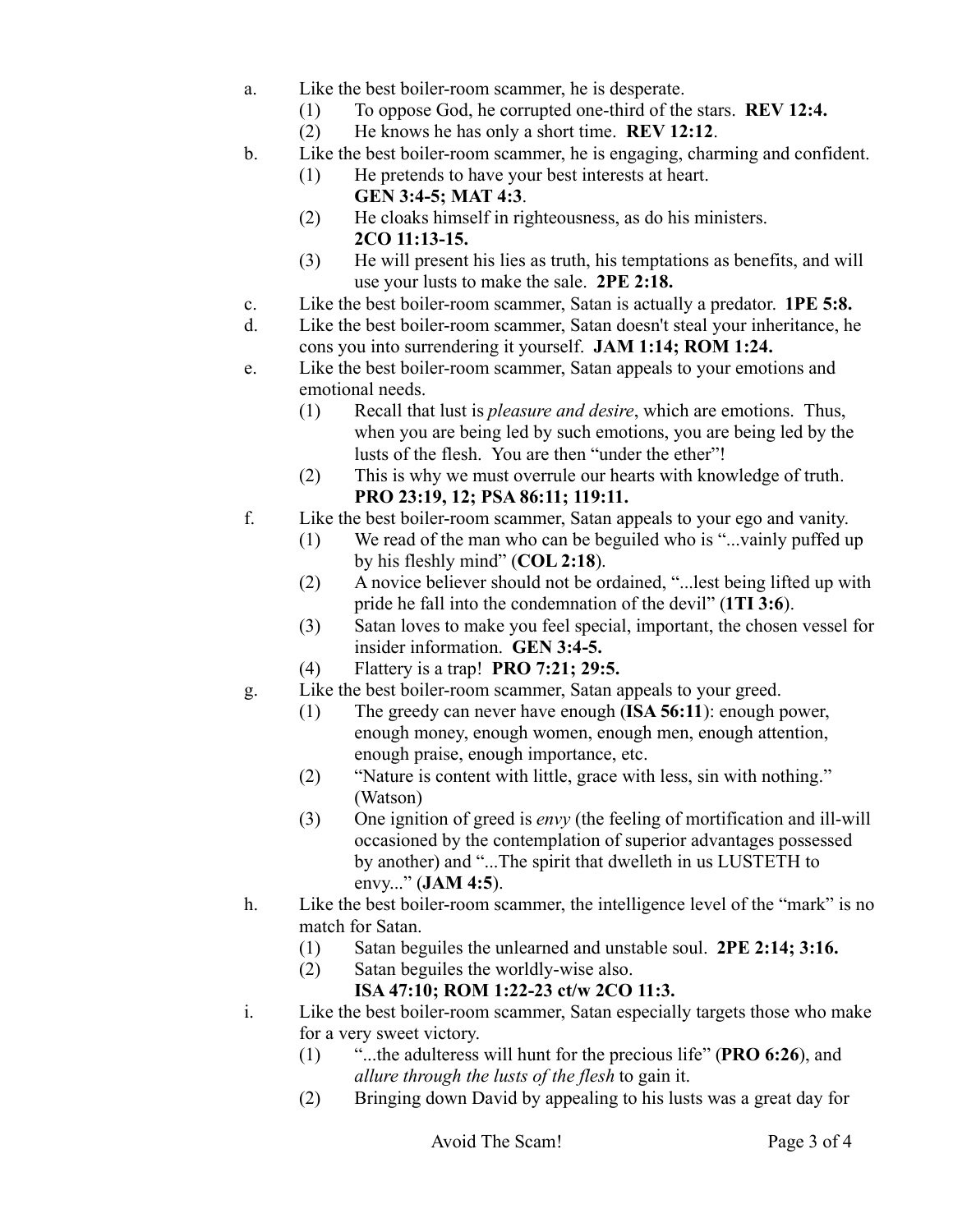a. Like the best boiler-room scammer, he is desperate.
   (1) To oppose God, he corrupted one-third of the stars. **REV 12:4.**
   (2) He knows he has only a short time. **REV 12:12**.

b. Like the best boiler-room scammer, he is engaging, charming and confident.
   (1) He pretends to have your best interests at heart. **GEN 3:4-5; MAT 4:3**.
   (2) He cloaks himself in righteousness, as do his ministers. **2CO 11:13-15.**
   (3) He will present his lies as truth, his temptations as benefits, and will use your lusts to make the sale. **2PE 2:18.**

c. Like the best boiler-room scammer, Satan is actually a predator. **1PE 5:8.**

d. Like the best boiler-room scammer, Satan doesn't steal your inheritance, he cons you into surrendering it yourself. **JAM 1:14; ROM 1:24.**

e. Like the best boiler-room scammer, Satan appeals to your emotions and emotional needs.
   (1) Recall that lust is *pleasure and desire*, which are emotions. Thus, when you are being led by such emotions, you are being led by the lusts of the flesh. You are then "under the ether"!
   (2) This is why we must overrule our hearts with knowledge of truth. **PRO 23:19, 12; PSA 86:11; 119:11.**

f. Like the best boiler-room scammer, Satan appeals to your ego and vanity.
   (1) We read of the man who can be beguiled who is "...vainly puffed up by his fleshly mind" (**COL 2:18**).
   (2) A novice believer should not be ordained, "...lest being lifted up with pride he fall into the condemnation of the devil" (**1TI 3:6**).
   (3) Satan loves to make you feel special, important, the chosen vessel for insider information. **GEN 3:4-5.**
   (4) Flattery is a trap! **PRO 7:21; 29:5.**

g. Like the best boiler-room scammer, Satan appeals to your greed.
   (1) The greedy can never have enough (**ISA 56:11**): enough power, enough money, enough women, enough men, enough attention, enough praise, enough importance, etc.
   (2) "Nature is content with little, grace with less, sin with nothing." (Watson)
   (3) One ignition of greed is *envy* (the feeling of mortification and ill-will occasioned by the contemplation of superior advantages possessed by another) and "...The spirit that dwelleth in us LUSTETH to envy..." (**JAM 4:5**).

h. Like the best boiler-room scammer, the intelligence level of the "mark" is no match for Satan.
   (1) Satan beguiles the unlearned and unstable soul. **2PE 2:14; 3:16.**
   (2) Satan beguiles the worldly-wise also. **ISA 47:10; ROM 1:22-23 ct/w 2CO 11:3.**

i. Like the best boiler-room scammer, Satan especially targets those who make for a very sweet victory.
   (1) "...the adulteress will hunt for the precious life" (**PRO 6:26**), and *allure through the lusts of the flesh* to gain it.
   (2) Bringing down David by appealing to his lusts was a great day for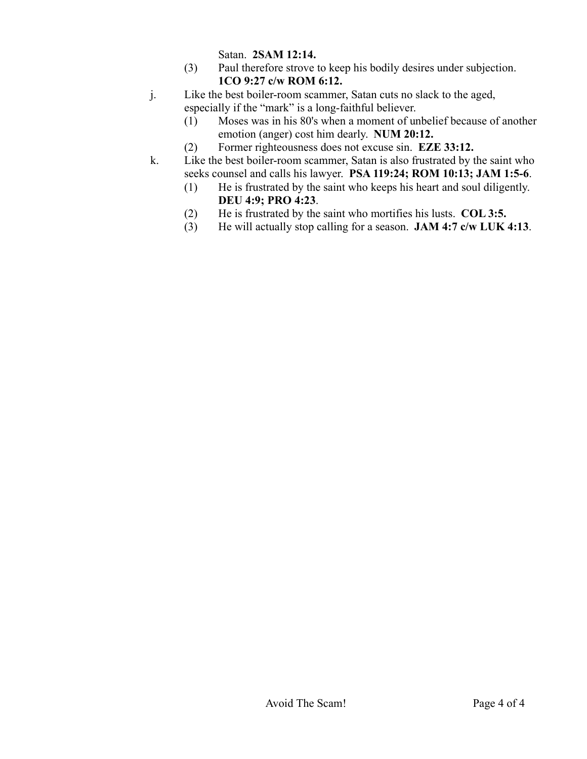Satan. **2SAM 12:14.**

(3) Paul therefore strove to keep his bodily desires under subjection. **1CO 9:27 c/w ROM 6:12.**

j. Like the best boiler-room scammer, Satan cuts no slack to the aged, especially if the "mark" is a long-faithful believer.

(1) Moses was in his 80's when a moment of unbelief because of another emotion (anger) cost him dearly. **NUM 20:12.**

(2) Former righteousness does not excuse sin. **EZE 33:12.**

k. Like the best boiler-room scammer, Satan is also frustrated by the saint who seeks counsel and calls his lawyer. **PSA 119:24; ROM 10:13; JAM 1:5-6**.

(1) He is frustrated by the saint who keeps his heart and soul diligently. **DEU 4:9; PRO 4:23**.

(2) He is frustrated by the saint who mortifies his lusts. **COL 3:5.**

(3) He will actually stop calling for a season. **JAM 4:7 c/w LUK 4:13**.